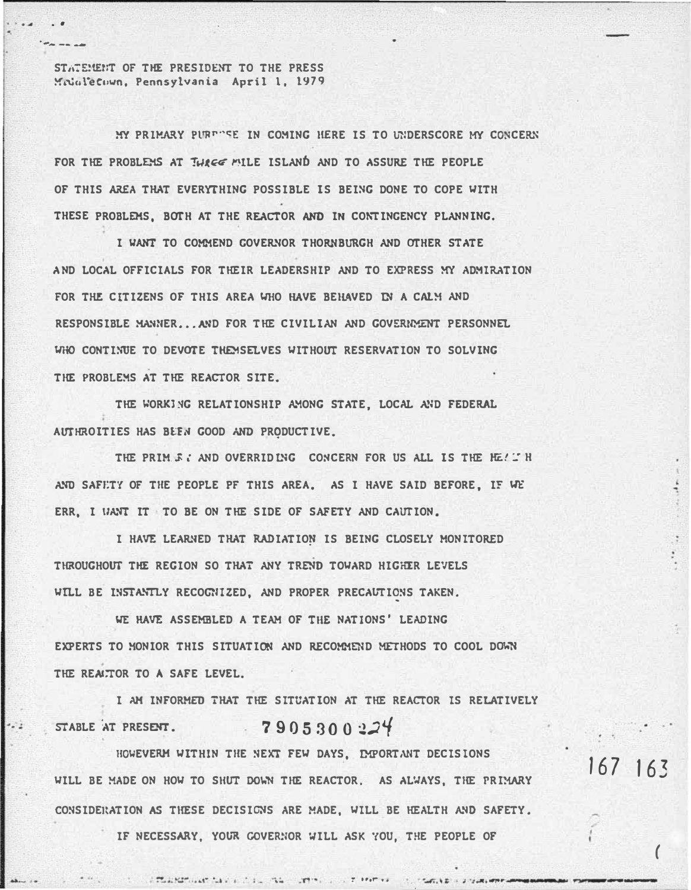STATEMENT OF THE PRESIDENT TO THE PRESS
Middletown, Pennsylvania April 1, 1979

MY PRIMARY PURPOSE IN COMING HERE IS TO UNDERSCORE MY CONCERN FOR THE PROBLEMS AT THREE MILE ISLAND AND TO ASSURE THE PEOPLE OF THIS AREA THAT EVERYTHING POSSIBLE IS BEING DONE TO COPE WITH THESE PROBLEMS, BOTH AT THE REACTOR AND IN CONTINGENCY PLANNING.

I WANT TO COMMEND GOVERNOR THORNBURGH AND OTHER STATE AND LOCAL OFFICIALS FOR THEIR LEADERSHIP AND TO EXPRESS MY ADMIRATION FOR THE CITIZENS OF THIS AREA WHO HAVE BEHAVED IN A CALM AND RESPONSIBLE MANNER...AND FOR THE CIVILIAN AND GOVERNMENT PERSONNEL WHO CONTINUE TO DEVOTE THEMSELVES WITHOUT RESERVATION TO SOLVING THE PROBLEMS AT THE REACTOR SITE.

THE WORKING RELATIONSHIP AMONG STATE, LOCAL AND FEDERAL AUTHROITIES HAS BEEN GOOD AND PRODUCTIVE.

THE PRIMARY AND OVERRIDING CONCERN FOR US ALL IS THE HEALTH AND SAFETY OF THE PEOPLE PF THIS AREA. AS I HAVE SAID BEFORE, IF WE ERR, I WANT IT TO BE ON THE SIDE OF SAFETY AND CAUTION.

I HAVE LEARNED THAT RADIATION IS BEING CLOSELY MONITORED THROUGHOUT THE REGION SO THAT ANY TREND TOWARD HIGHER LEVELS WILL BE INSTANTLY RECOGNIZED, AND PROPER PRECAUTIONS TAKEN.

WE HAVE ASSEMBLED A TEAM OF THE NATIONS' LEADING EXPERTS TO MONIOR THIS SITUATION AND RECOMMEND METHODS TO COOL DOWN THE REACTOR TO A SAFE LEVEL.

I AM INFORMED THAT THE SITUATION AT THE REACTOR IS RELATIVELY STABLE AT PRESENT. 7905300224

HOWEVERM WITHIN THE NEXT FEW DAYS, IMPORTANT DECISIONS WILL BE MADE ON HOW TO SHUT DOWN THE REACTOR. AS ALWAYS, THE PRIMARY CONSIDERATION AS THESE DECISIONS ARE MADE, WILL BE HEALTH AND SAFETY.

IF NECESSARY, YOUR GOVERNOR WILL ASK YOU, THE PEOPLE OF

167 163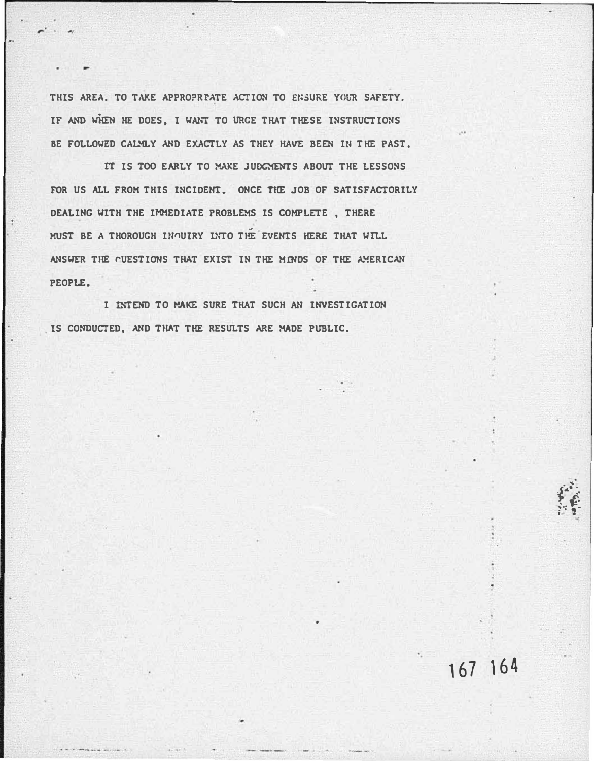THIS AREA. TO TAKE APPROPRIATE ACTION TO ENSURE YOUR SAFETY. IF AND WHEN HE DOES, I WANT TO URGE THAT THESE INSTRUCTIONS BE FOLLOWED CALMLY AND EXACTLY AS THEY HAVE BEEN IN THE PAST.

IT IS TOO EARLY TO MAKE JUDGMENTS ABOUT THE LESSONS FOR US ALL FROM THIS INCIDENT. ONCE THE JOB OF SATISFACTORILY DEALING WITH THE IMMEDIATE PROBLEMS IS COMPLETE , THERE MUST BE A THOROUGH INQUIRY INTO THE EVENTS HERE THAT WILL ANSWER THE QUESTIONS THAT EXIST IN THE MINDS OF THE AMERICAN PEOPLE.

I INTEND TO MAKE SURE THAT SUCH AN INVESTIGATION IS CONDUCTED, AND THAT THE RESULTS ARE MADE PUBLIC.

167 164